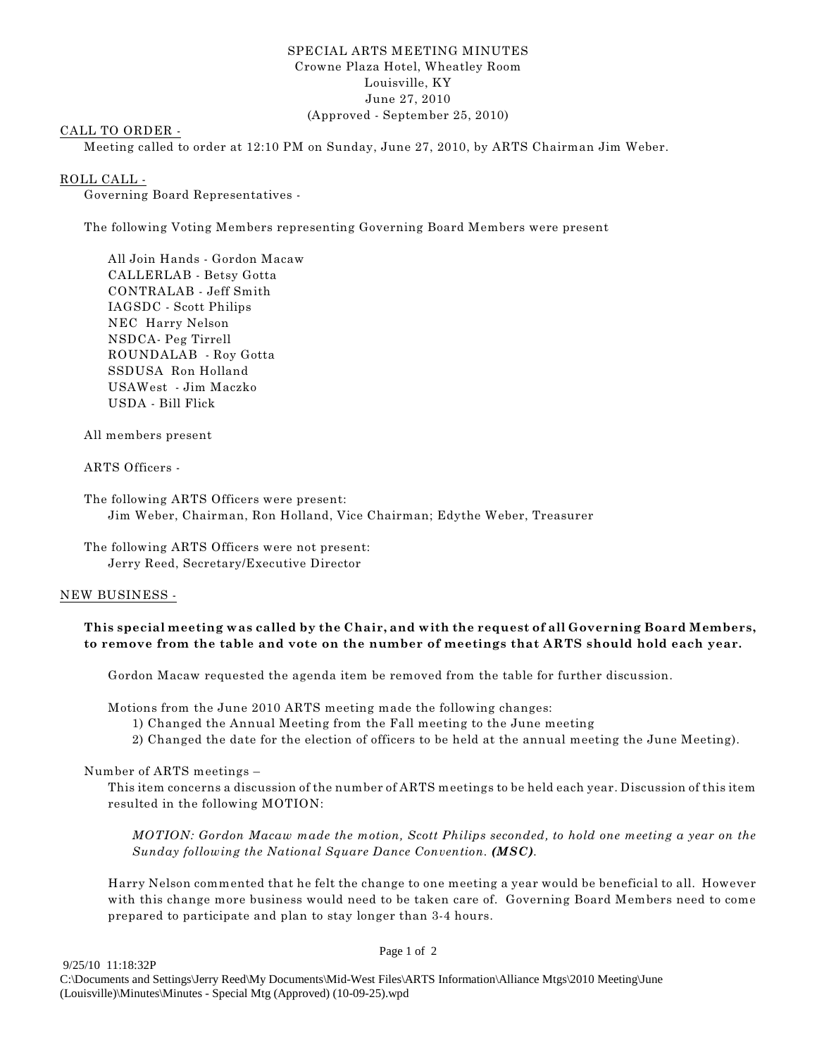# SPECIAL ARTS MEETING MINUTES

Crowne Plaza Hotel, Wheatley Room
Louisville, KY
June 27, 2010
(Approved - September 25, 2010)

## CALL TO ORDER -

Meeting called to order at 12:10 PM on Sunday, June 27, 2010, by ARTS Chairman Jim Weber.

## ROLL CALL -

Governing Board Representatives -

The following Voting Members representing Governing Board Members were present

- All Join Hands - Gordon Macaw
- CALLERLAB - Betsy Gotta
- CONTRALAB - Jeff Smith
- IAGSDC - Scott Philips
- NEC Harry Nelson
- NSDCA- Peg Tirrell
- ROUNDALAB - Roy Gotta
- SSDUSA Ron Holland
- USAWest - Jim Maczko
- USDA - Bill Flick

All members present

ARTS Officers -

The following ARTS Officers were present:
Jim Weber, Chairman, Ron Holland, Vice Chairman; Edythe Weber, Treasurer

The following ARTS Officers were not present:
Jerry Reed, Secretary/Executive Director

## NEW BUSINESS -

**This special meeting was called by the Chair, and with the request of all Governing Board Members, to remove from the table and vote on the number of meetings that ARTS should hold each year.**

Gordon Macaw requested the agenda item be removed from the table for further discussion.

Motions from the June 2010 ARTS meeting made the following changes:

1) Changed the Annual Meeting from the Fall meeting to the June meeting
2) Changed the date for the election of officers to be held at the annual meeting the June Meeting).

Number of ARTS meetings –

This item concerns a discussion of the number of ARTS meetings to be held each year. Discussion of this item resulted in the following MOTION:

*MOTION: Gordon Macaw made the motion, Scott Philips seconded, to hold one meeting a year on the Sunday following the National Square Dance Convention.* ***(MSC)***.

Harry Nelson commented that he felt the change to one meeting a year would be beneficial to all. However with this change more business would need to be taken care of. Governing Board Members need to come prepared to participate and plan to stay longer than 3-4 hours.

9/25/10 11:18:32P
C:\Documents and Settings\Jerry Reed\My Documents\Mid-West Files\ARTS Information\Alliance Mtgs\2010 Meeting\June (Louisville)\Minutes\Minutes - Special Mtg (Approved) (10-09-25).wpd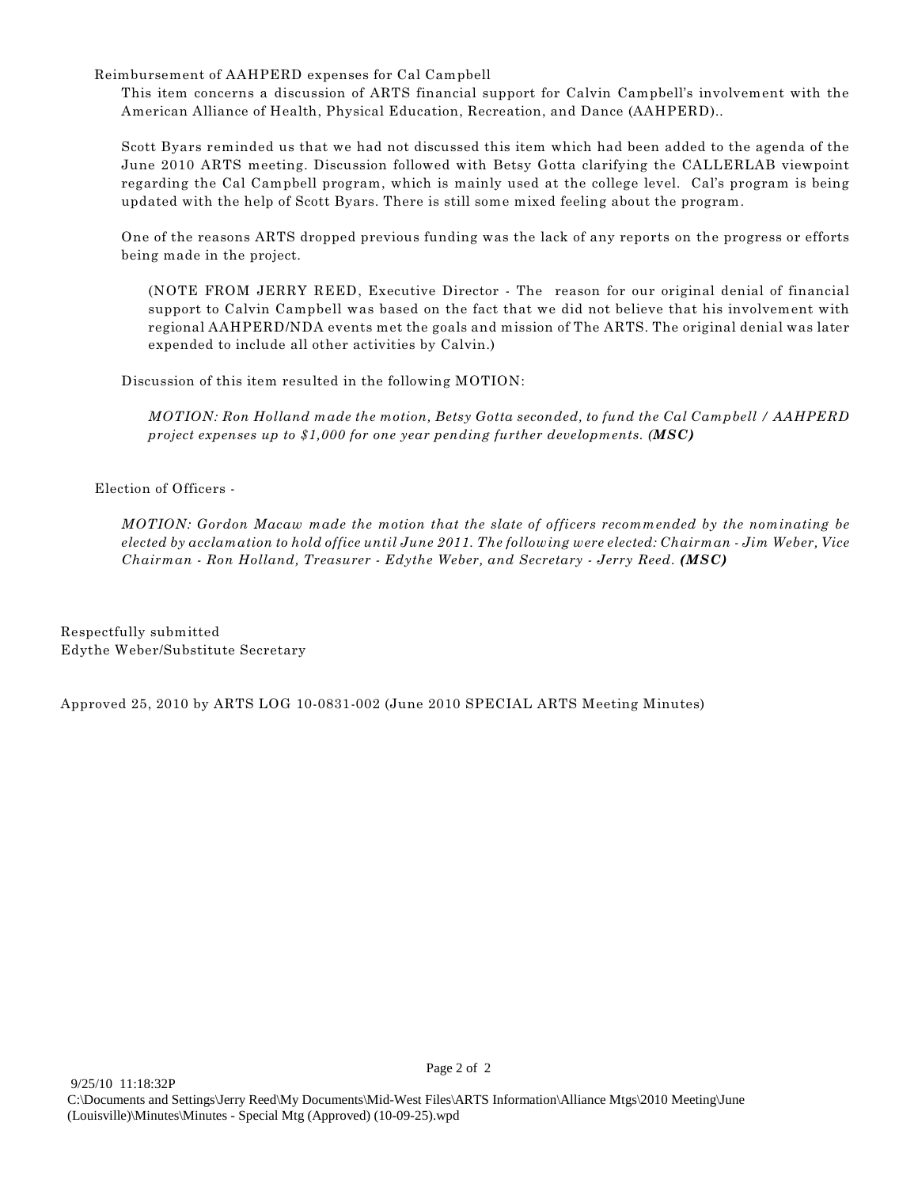Reimbursement of AAHPERD expenses for Cal Campbell

This item concerns a discussion of ARTS financial support for Calvin Campbell's involvement with the American Alliance of Health, Physical Education, Recreation, and Dance (AAHPERD)..

Scott Byars reminded us that we had not discussed this item which had been added to the agenda of the June 2010 ARTS meeting. Discussion followed with Betsy Gotta clarifying the CALLERLAB viewpoint regarding the Cal Campbell program, which is mainly used at the college level. Cal's program is being updated with the help of Scott Byars. There is still some mixed feeling about the program.

One of the reasons ARTS dropped previous funding was the lack of any reports on the progress or efforts being made in the project.

(NOTE FROM JERRY REED, Executive Director - The reason for our original denial of financial support to Calvin Campbell was based on the fact that we did not believe that his involvement with regional AAHPERD/NDA events met the goals and mission of The ARTS. The original denial was later expended to include all other activities by Calvin.)

Discussion of this item resulted in the following MOTION:

*MOTION: Ron Holland made the motion, Betsy Gotta seconded, to fund the Cal Campbell / AAHPERD project expenses up to $1,000 for one year pending further developments.* ***(MSC)***

Election of Officers -

*MOTION: Gordon Macaw made the motion that the slate of officers recommended by the nominating be elected by acclamation to hold office until June 2011. The following were elected: Chairman - Jim Weber, Vice Chairman - Ron Holland, Treasurer - Edythe Weber, and Secretary - Jerry Reed.* ***(MSC)***

Respectfully submitted
Edythe Weber/Substitute Secretary

Approved 25, 2010 by ARTS LOG 10-0831-002 (June 2010 SPECIAL ARTS Meeting Minutes)

9/25/10 11:18:32P
C:\Documents and Settings\Jerry Reed\My Documents\Mid-West Files\ARTS Information\Alliance Mtgs\2010 Meeting\June (Louisville)\Minutes\Minutes - Special Mtg (Approved) (10-09-25).wpd